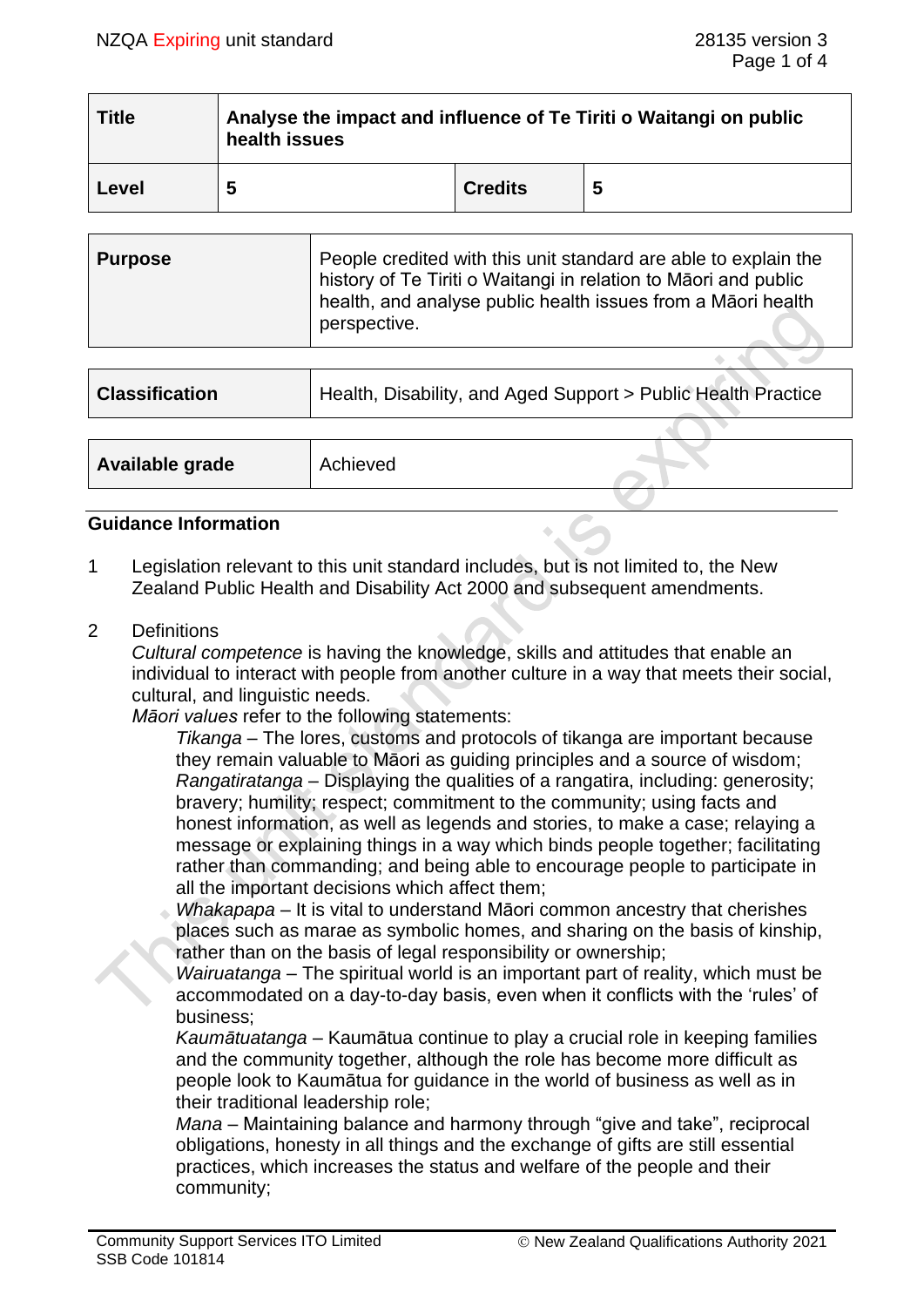| Title | Analyse the impact and influence of Te Tiriti o Waitangi on public health issues | | |
|---|---|---|---|
| Level | 5 | Credits | 5 |

| Purpose | People credited with this unit standard are able to explain the history of Te Tiriti o Waitangi in relation to Māori and public health, and analyse public health issues from a Māori health perspective. |
|---|---|

| Classification | Health, Disability, and Aged Support > Public Health Practice |
|---|---|

| Available grade | Achieved |
|---|---|

## Guidance Information

1. Legislation relevant to this unit standard includes, but is not limited to, the New Zealand Public Health and Disability Act 2000 and subsequent amendments.

2. Definitions

   *Cultural competence* is having the knowledge, skills and attitudes that enable an individual to interact with people from another culture in a way that meets their social, cultural, and linguistic needs.

   *Māori values* refer to the following statements:

   *Tikanga* – The lores, customs and protocols of tikanga are important because they remain valuable to Māori as guiding principles and a source of wisdom;

   *Rangatiratanga* – Displaying the qualities of a rangatira, including: generosity; bravery; humility; respect; commitment to the community; using facts and honest information, as well as legends and stories, to make a case; relaying a message or explaining things in a way which binds people together; facilitating rather than commanding; and being able to encourage people to participate in all the important decisions which affect them;

   *Whakapapa* – It is vital to understand Māori common ancestry that cherishes places such as marae as symbolic homes, and sharing on the basis of kinship, rather than on the basis of legal responsibility or ownership;

   *Wairuatanga* – The spiritual world is an important part of reality, which must be accommodated on a day-to-day basis, even when it conflicts with the 'rules' of business;

   *Kaumātuatanga* – Kaumātua continue to play a crucial role in keeping families and the community together, although the role has become more difficult as people look to Kaumātua for guidance in the world of business as well as in their traditional leadership role;

   *Mana* – Maintaining balance and harmony through "give and take", reciprocal obligations, honesty in all things and the exchange of gifts are still essential practices, which increases the status and welfare of the people and their community;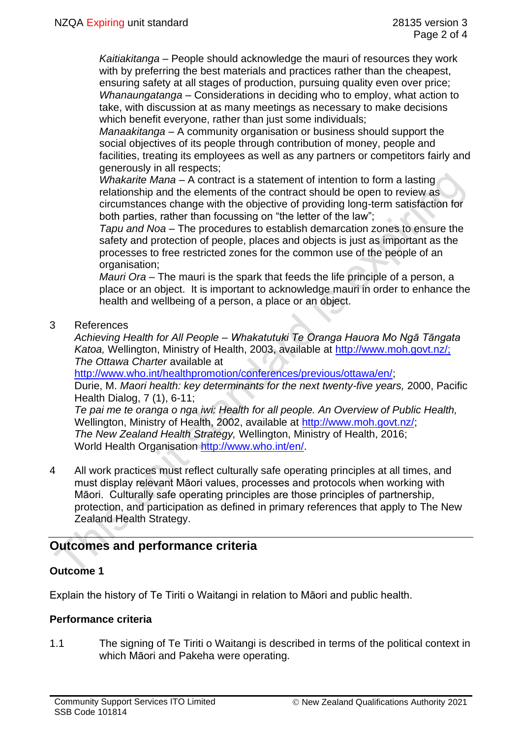*Kaitiakitanga* – People should acknowledge the mauri of resources they work with by preferring the best materials and practices rather than the cheapest, ensuring safety at all stages of production, pursuing quality even over price;
*Whanaungatanga* – Considerations in deciding who to employ, what action to take, with discussion at as many meetings as necessary to make decisions which benefit everyone, rather than just some individuals;
*Manaakitanga* – A community organisation or business should support the social objectives of its people through contribution of money, people and facilities, treating its employees as well as any partners or competitors fairly and generously in all respects;
*Whakarite Mana* – A contract is a statement of intention to form a lasting relationship and the elements of the contract should be open to review as circumstances change with the objective of providing long-term satisfaction for both parties, rather than focussing on "the letter of the law";
*Tapu and Noa* – The procedures to establish demarcation zones to ensure the safety and protection of people, places and objects is just as important as the processes to free restricted zones for the common use of the people of an organisation;
*Mauri Ora* – The mauri is the spark that feeds the life principle of a person, a place or an object. It is important to acknowledge mauri in order to enhance the health and wellbeing of a person, a place or an object.

3 References
*Achieving Health for All People – Whakatutuki Te Oranga Hauora Mo Ngā Tāngata Katoa,* Wellington, Ministry of Health, 2003, available at http://www.moh.govt.nz/;
*The Ottawa Charter* available at http://www.who.int/healthpromotion/conferences/previous/ottawa/en/;
Durie, M. *Maori health: key determinants for the next twenty-five years,* 2000, Pacific Health Dialog, 7 (1), 6-11;
*Te pai me te oranga o nga iwi: Health for all people. An Overview of Public Health,* Wellington, Ministry of Health, 2002, available at http://www.moh.govt.nz/;
*The New Zealand Health Strategy,* Wellington, Ministry of Health, 2016;
World Health Organisation http://www.who.int/en/.

4 All work practices must reflect culturally safe operating principles at all times, and must display relevant Māori values, processes and protocols when working with Māori. Culturally safe operating principles are those principles of partnership, protection, and participation as defined in primary references that apply to The New Zealand Health Strategy.

## Outcomes and performance criteria

### Outcome 1

Explain the history of Te Tiriti o Waitangi in relation to Māori and public health.

### Performance criteria

1.1 The signing of Te Tiriti o Waitangi is described in terms of the political context in which Māori and Pakeha were operating.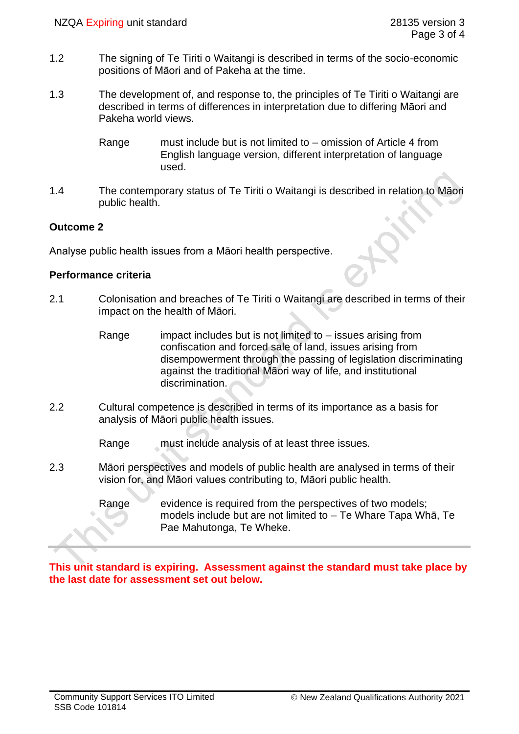1.2 The signing of Te Tiriti o Waitangi is described in terms of the socio-economic positions of Māori and of Pakeha at the time.

1.3 The development of, and response to, the principles of Te Tiriti o Waitangi are described in terms of differences in interpretation due to differing Māori and Pakeha world views.

Range must include but is not limited to – omission of Article 4 from English language version, different interpretation of language used.

1.4 The contemporary status of Te Tiriti o Waitangi is described in relation to Māori public health.

**Outcome 2**

Analyse public health issues from a Māori health perspective.

**Performance criteria**

2.1 Colonisation and breaches of Te Tiriti o Waitangi are described in terms of their impact on the health of Māori.

Range impact includes but is not limited to – issues arising from confiscation and forced sale of land, issues arising from disempowerment through the passing of legislation discriminating against the traditional Māori way of life, and institutional discrimination.

2.2 Cultural competence is described in terms of its importance as a basis for analysis of Māori public health issues.

Range must include analysis of at least three issues.

2.3 Māori perspectives and models of public health are analysed in terms of their vision for, and Māori values contributing to, Māori public health.

Range evidence is required from the perspectives of two models; models include but are not limited to – Te Whare Tapa Whā, Te Pae Mahutonga, Te Wheke.

---

**This unit standard is expiring. Assessment against the standard must take place by the last date for assessment set out below.**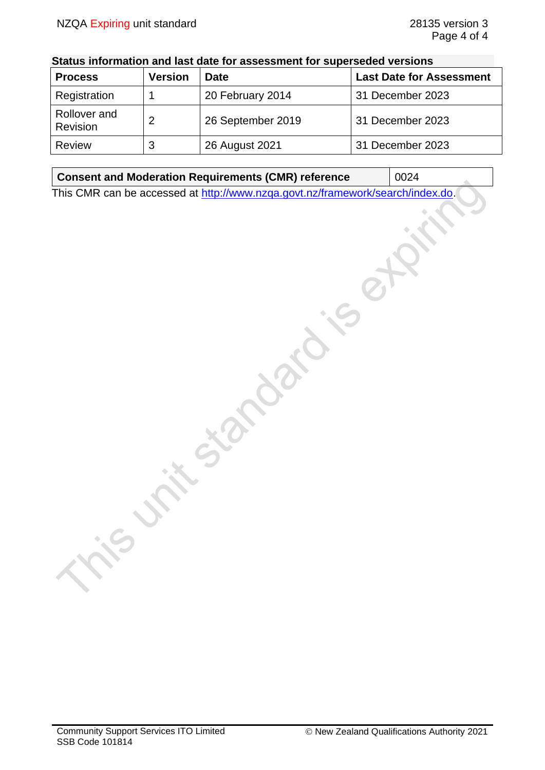**Status information and last date for assessment for superseded versions**

| Process | Version | Date | Last Date for Assessment |
|---|---|---|---|
| Registration | 1 | 20 February 2014 | 31 December 2023 |
| Rollover and Revision | 2 | 26 September 2019 | 31 December 2023 |
| Review | 3 | 26 August 2021 | 31 December 2023 |

| Consent and Moderation Requirements (CMR) reference | 0024 |
|---|---|

This CMR can be accessed at http://www.nzqa.govt.nz/framework/search/index.do.